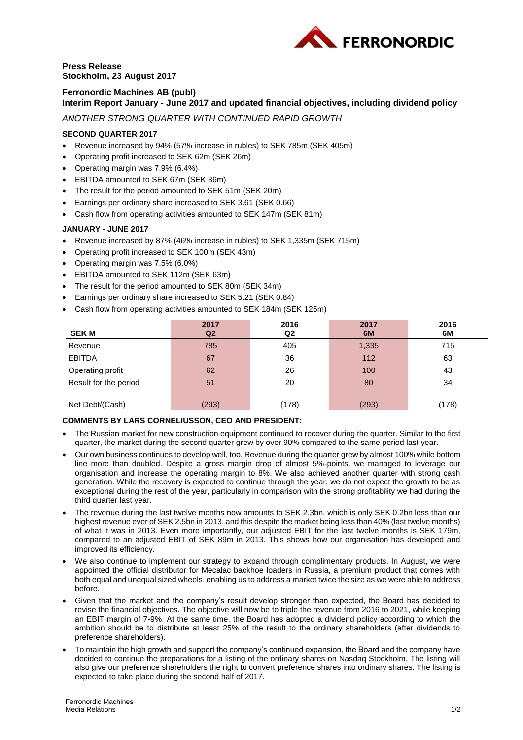**Press Release**
**Stockholm, 23 August 2017**

## Ferronordic Machines AB (publ)
## Interim Report January - June 2017 and updated financial objectives, including dividend policy

*ANOTHER STRONG QUARTER WITH CONTINUED RAPID GROWTH*

### SECOND QUARTER 2017

- Revenue increased by 94% (57% increase in rubles) to SEK 785m (SEK 405m)
- Operating profit increased to SEK 62m (SEK 26m)
- Operating margin was 7.9% (6.4%)
- EBITDA amounted to SEK 67m (SEK 36m)
- The result for the period amounted to SEK 51m (SEK 20m)
- Earnings per ordinary share increased to SEK 3.61 (SEK 0.66)
- Cash flow from operating activities amounted to SEK 147m (SEK 81m)

### JANUARY - JUNE 2017

- Revenue increased by 87% (46% increase in rubles) to SEK 1,335m (SEK 715m)
- Operating profit increased to SEK 100m (SEK 43m)
- Operating margin was 7.5% (6.0%)
- EBITDA amounted to SEK 112m (SEK 63m)
- The result for the period amounted to SEK 80m (SEK 34m)
- Earnings per ordinary share increased to SEK 5.21 (SEK 0.84)
- Cash flow from operating activities amounted to SEK 184m (SEK 125m)

| SEK M | 2017 Q2 | 2016 Q2 | 2017 6M | 2016 6M |
|---|---|---|---|---|
| Revenue | 785 | 405 | 1,335 | 715 |
| EBITDA | 67 | 36 | 112 | 63 |
| Operating profit | 62 | 26 | 100 | 43 |
| Result for the period | 51 | 20 | 80 | 34 |
| Net Debt/(Cash) | (293) | (178) | (293) | (178) |

### COMMENTS BY LARS CORNELIUSSON, CEO AND PRESIDENT:

- The Russian market for new construction equipment continued to recover during the quarter. Similar to the first quarter, the market during the second quarter grew by over 90% compared to the same period last year.
- Our own business continues to develop well, too. Revenue during the quarter grew by almost 100% while bottom line more than doubled. Despite a gross margin drop of almost 5%-points, we managed to leverage our organisation and increase the operating margin to 8%. We also achieved another quarter with strong cash generation. While the recovery is expected to continue through the year, we do not expect the growth to be as exceptional during the rest of the year, particularly in comparison with the strong profitability we had during the third quarter last year.
- The revenue during the last twelve months now amounts to SEK 2.3bn, which is only SEK 0.2bn less than our highest revenue ever of SEK 2.5bn in 2013, and this despite the market being less than 40% (last twelve months) of what it was in 2013. Even more importantly, our adjusted EBIT for the last twelve months is SEK 179m, compared to an adjusted EBIT of SEK 89m in 2013. This shows how our organisation has developed and improved its efficiency.
- We also continue to implement our strategy to expand through complimentary products. In August, we were appointed the official distributor for Mecalac backhoe loaders in Russia, a premium product that comes with both equal and unequal sized wheels, enabling us to address a market twice the size as we were able to address before.
- Given that the market and the company's result develop stronger than expected, the Board has decided to revise the financial objectives. The objective will now be to triple the revenue from 2016 to 2021, while keeping an EBIT margin of 7-9%. At the same time, the Board has adopted a dividend policy according to which the ambition should be to distribute at least 25% of the result to the ordinary shareholders (after dividends to preference shareholders).
- To maintain the high growth and support the company's continued expansion, the Board and the company have decided to continue the preparations for a listing of the ordinary shares on Nasdaq Stockholm. The listing will also give our preference shareholders the right to convert preference shares into ordinary shares. The listing is expected to take place during the second half of 2017.

Ferronordic Machines
Media Relations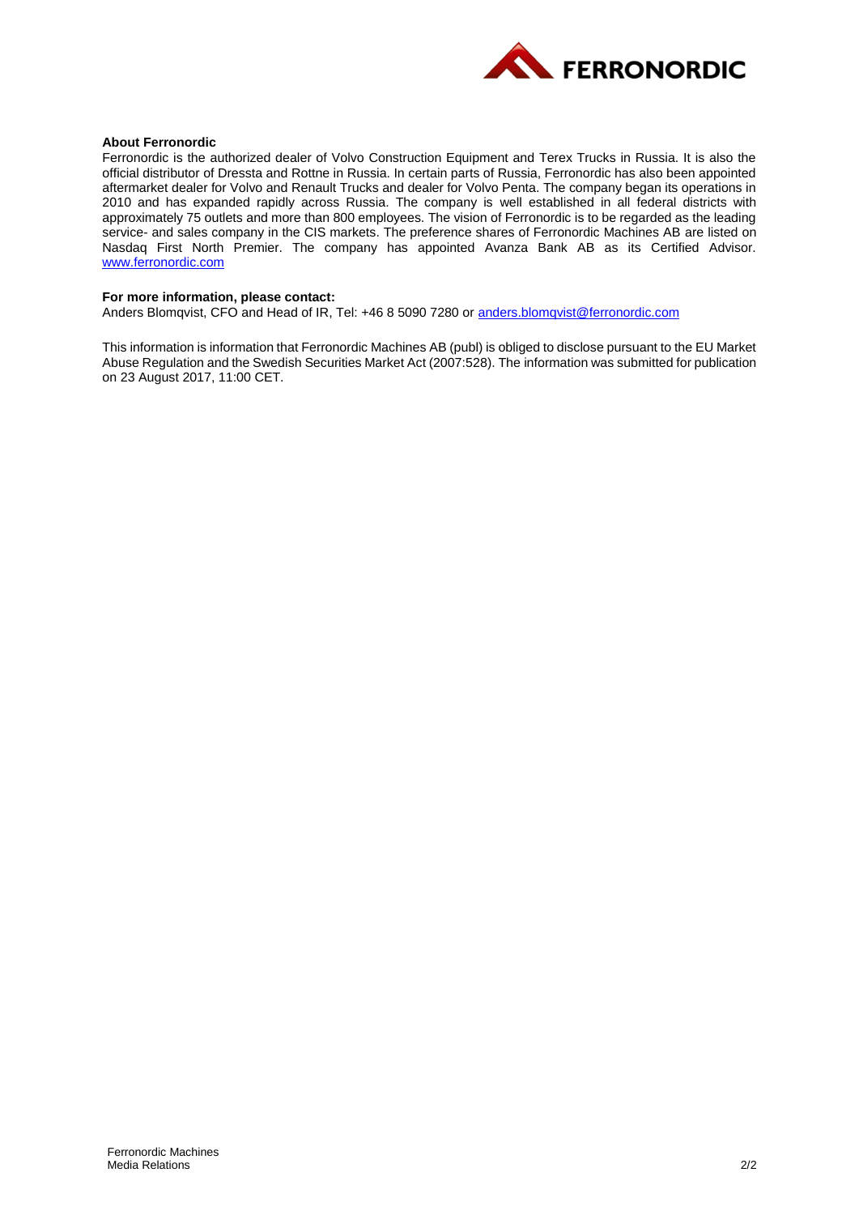**About Ferronordic**

Ferronordic is the authorized dealer of Volvo Construction Equipment and Terex Trucks in Russia. It is also the official distributor of Dressta and Rottne in Russia. In certain parts of Russia, Ferronordic has also been appointed aftermarket dealer for Volvo and Renault Trucks and dealer for Volvo Penta. The company began its operations in 2010 and has expanded rapidly across Russia. The company is well established in all federal districts with approximately 75 outlets and more than 800 employees. The vision of Ferronordic is to be regarded as the leading service- and sales company in the CIS markets. The preference shares of Ferronordic Machines AB are listed on Nasdaq First North Premier. The company has appointed Avanza Bank AB as its Certified Advisor. www.ferronordic.com

**For more information, please contact:**

Anders Blomqvist, CFO and Head of IR, Tel: +46 8 5090 7280 or anders.blomqvist@ferronordic.com

This information is information that Ferronordic Machines AB (publ) is obliged to disclose pursuant to the EU Market Abuse Regulation and the Swedish Securities Market Act (2007:528). The information was submitted for publication on 23 August 2017, 11:00 CET.